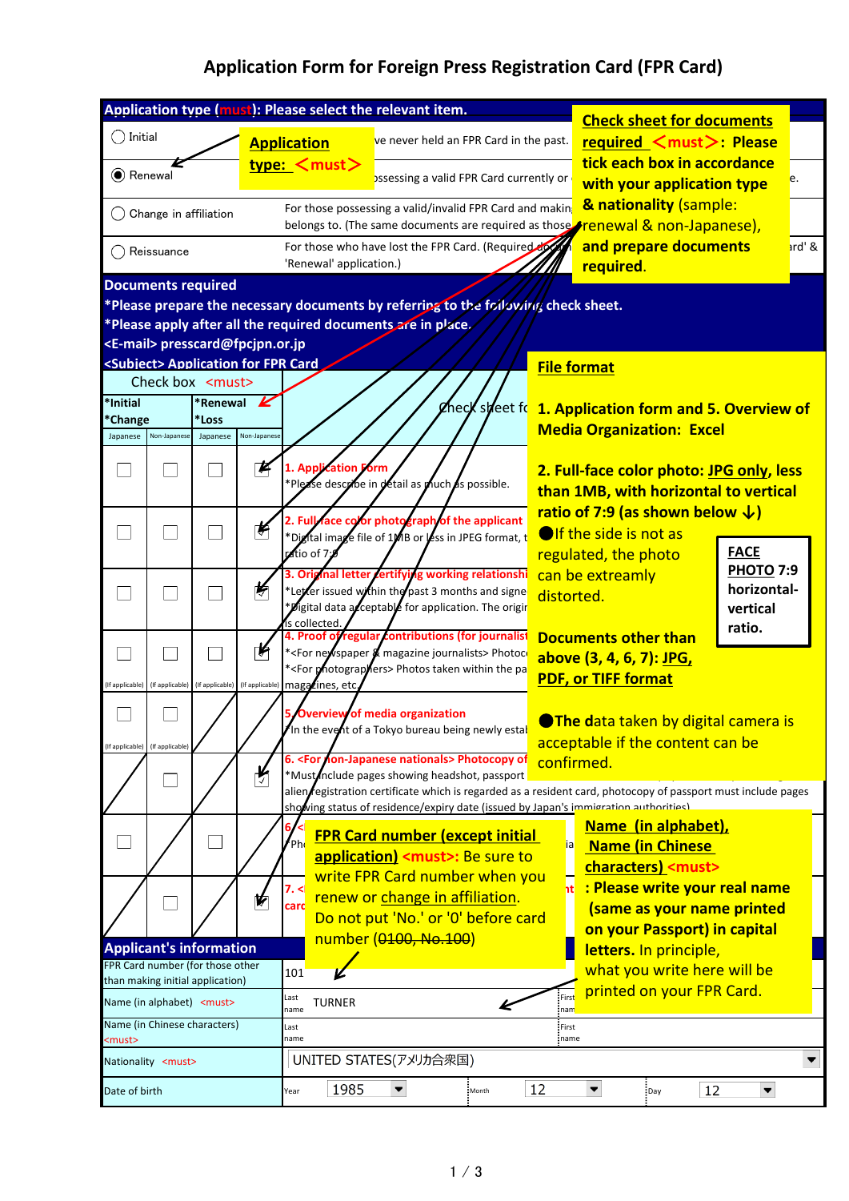# Application Form for Foreign Press Registration Card (FPR Card)

**Application type (must): Please select the relevant item.**

| | |
|---|---|
| ○ Initial | ...ve never held an FPR Card in the past. |
| ◉ Renewal | ...ossessing a valid FPR Card currently or ...e. |
| ○ Change in affiliation | For those possessing a valid/invalid FPR Card and makin... belongs to. (The same documents are required as those ... |
| ○ Reissuance | For those who have lost the FPR Card. (Required docum... ...rd' & 'Renewal' application.) |

**Application type: <must>**

**Check sheet for documents required <must>: Please tick each box in accordance with your application type & nationality** (sample: renewal & non-Japanese), **and prepare documents required.**

**Documents required**

*Please prepare the necessary documents by referring to the following check sheet.
*Please apply after all the required documents are in place.
<E-mail> presscard@fpcjpn.or.jp
<Subject> Application for FPR Card

| *Initial *Change: Japanese | *Initial *Change: Non-Japanese | *Renewal *Loss: Japanese | *Renewal *Loss: Non-Japanese | Check sheet fo... |
|---|---|---|---|---|
| ☐ | ☐ | ☐ | ☑ | 1. Application form *Please describe in detail as much as possible. |
| ☐ | ☐ | ☐ | ☑ | 2. Full-face color photograph of the applicant *Digital image file of 1MB or less in JPEG format, t... ratio of 7:9 |
| ☐ | ☐ | ☐ | ☑ | 3. Original letter certifying working relationshi... *Letter issued within the past 3 months and signe... *Digital data acceptable for application. The origin... is collected. |
| ☐ (If applicable) | ☐ (If applicable) | ☐ (If applicable) | ☑ (If applicable) | 4. Proof of regular contributions (for journalist... *<For newspaper & magazine journalists> Photoco... *<For photographers> Photos taken within the pa... magazines, etc. |
| ☐ (If applicable) | ☐ (If applicable) | | | 5. Overview of media organization *In the event of a Tokyo bureau being newly estal... |
| | ☐ | | ☑ | 6. <For non-Japanese nationals> Photocopy of... *Must include pages showing headshot, passport... alien registration certificate which is regarded as a resident card, photocopy of passport must include pages showing status of residence/expiry date (issued by Japan's immigration authorities) |
| ☐ | | ☐ | | 6. <... Pho... |
| | ☐ | | ☑ | 7. <... card... |

**File format**

**1. Application form and 5. Overview of Media Organization: Excel**

**2. Full-face color photo: JPG only, less than 1MB, with horizontal to vertical ratio of 7:9 (as shown below ↓)**

●If the side is not as regulated, the photo can be extreamly distorted.

**FACE PHOTO 7:9 horizontal-vertical ratio.**

**Documents other than above (3, 4, 6, 7): JPG, PDF, or TIFF format**

●**The data taken by digital camera is** acceptable if the content can be confirmed.

**FPR Card number (except initial application) <must>:** Be sure to write FPR Card number when you renew or change in affiliation. Do not put 'No.' or '0' before card number (~~0100, No.100~~)

**Name (in alphabet), Name (in Chinese characters) <must> : Please write your real name (same as your name printed on your Passport) in capital letters.** In principle, what you write here will be printed on your FPR Card.

**Applicant's information**

| | | |
|---|---|---|
| FPR Card number (for those other than making initial application) | 101 | |
| Name (in alphabet) <must> | Last name: TURNER | First name: |
| Name (in Chinese characters) <must> | Last name: | First name: |
| Nationality <must> | UNITED STATES(アメリカ合衆国) | |
| Date of birth | Year: 1985 / Month: 12 / Day: 12 | |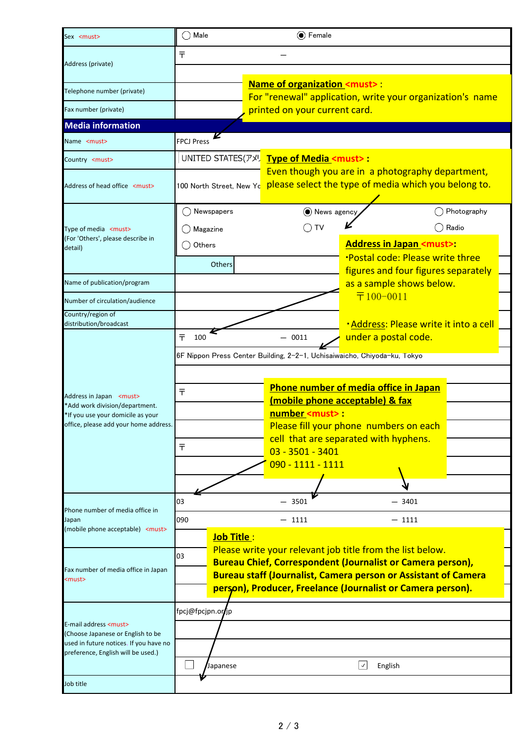| Field | Entry | | |
|---|---|---|---|
| Sex <must> | ○ Male | ◉ Female | |
| Address (private) | 〒 | — | |
| | | | |
| Telephone number (private) | | | |
| Fax number (private) | | | |
| **Media information** | | | |
| Name <must> | FPCJ Press | | |
| Country <must> | UNITED STATES(アメリ | | |
| Address of head office <must> | 100 North Street, New Yo | | |
| Type of media <must> (For 'Others', please describe in detail) | ○ Newspapers | ◉ News agency | ○ Photography |
| | ○ Magazine | ○ TV | ○ Radio |
| | ○ Others | | |
| | Others | | |
| Name of publication/program | | | |
| Number of circulation/audience | | | |
| Country/region of distribution/broadcast | | | |
| Address in Japan <must> *Add work division/department. *If you use your domicile as your office, please add your home address. | 〒 100 | — 0011 | |
| | 6F Nippon Press Center Building, 2-2-1, Uchisaiwaicho, Chiyoda-ku, Tokyo | | |
| | | | |
| | 〒 | | |
| | | | |
| | | | |
| | 〒 | | |
| | | | |
| | | | |
| Phone number of media office in Japan (mobile phone acceptable) <must> | 03 | — 3501 | — 3401 |
| | 090 | — 1111 | — 1111 |
| | | | |
| Fax number of media office in Japan <must> | 03 | | |
| | | | |
| | | | |
| E-mail address <must> (Choose Japanese or English to be used in future notices. If you have no preference, English will be used.) | fpcj@fpcjpn.or.jp | | |
| | | | |
| | | | |
| | ☐ Japanese | ☑ English | |
| Job title | | | |

**Name of organization <must>** :
For "renewal" application, write your organization's name printed on your current card.

**Type of Media <must>** :
Even though you are in a photography department, please select the type of media which you belong to.

**Address in Japan <must>**:
・Postal code: Please write three figures and four figures separately as a sample shows below.
〒100-0011

・Address: Please write it into a cell under a postal code.

**Phone number of media office in Japan (mobile phone acceptable) & fax number <must>** :
Please fill your phone numbers on each cell that are separated with hyphens.
03 - 3501 - 3401
090 - 1111 - 1111

**Job Title** :
Please write your relevant job title from the list below.
**Bureau Chief, Correspondent (Journalist or Camera person), Bureau staff (Journalist, Camera person or Assistant of Camera person), Producer, Freelance (Journalist or Camera person).**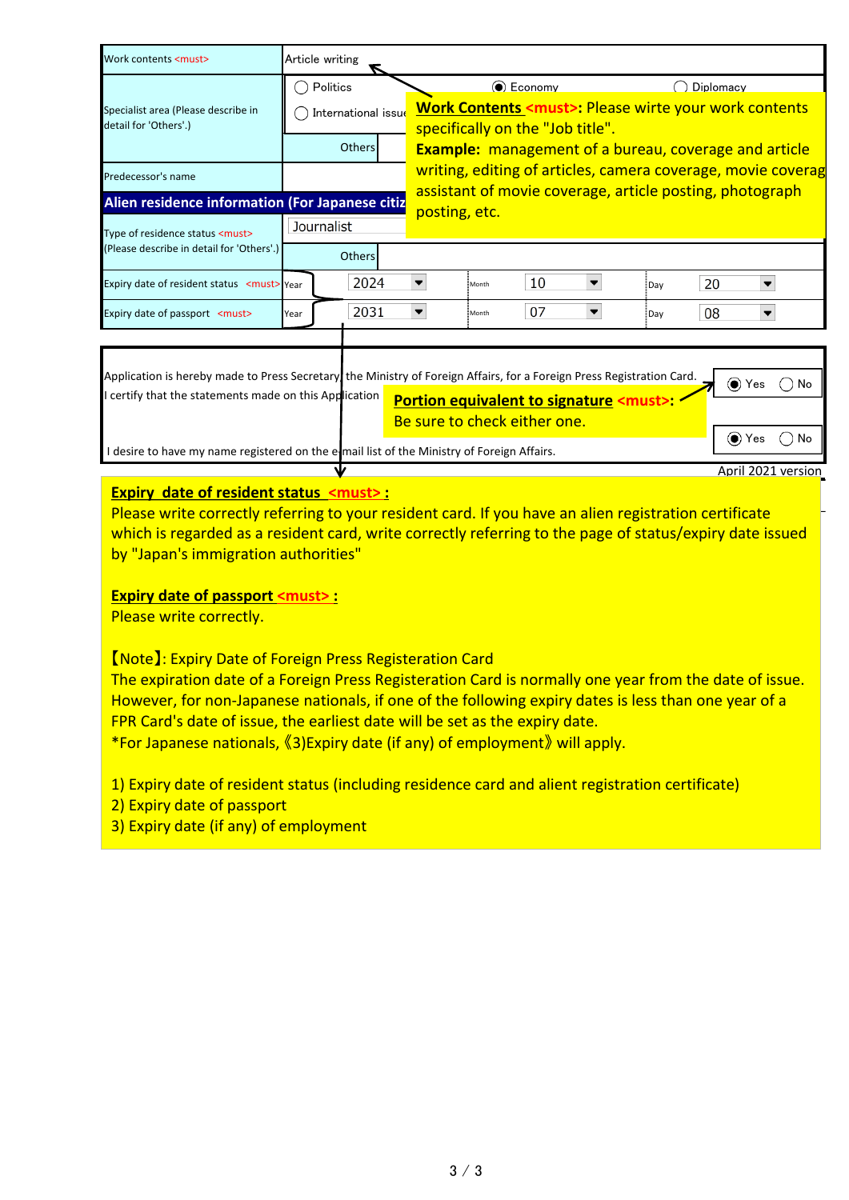| | | | |
|---|---|---|---|
| Work contents <must> | Article writing | | |
| Specialist area (Please describe in detail for 'Others'.) | ◯ Politics | ◉ Economy | ◯ Diplomacy |
| | ◯ International issu | | |
| | Others | | |
| Predecessor's name | | | |

**Work Contents <must>:** Please wirte your work contents specifically on the "Job title".
**Example:** management of a bureau, coverage and article writing, editing of articles, camera coverage, movie coverag assistant of movie coverage, article posting, photograph posting, etc.

**Alien residence information (For Japanese citiz**

| | | | | | | |
|---|---|---|---|---|---|---|
| Type of residence status <must> (Please describe in detail for 'Others'.) | Journalist | | | | | |
| | Others | | | | | |
| Expiry date of resident status <must> | Year | 2024 | Month | 10 | Day | 20 |
| Expiry date of passport <must> | Year | 2031 | Month | 07 | Day | 08 |

| | |
|---|---|
| Application is hereby made to Press Secretary, the Ministry of Foreign Affairs, for a Foreign Press Registration Card. I certify that the statements made on this Application | ◉ Yes ◯ No |
| I desire to have my name registered on the e-mail list of the Ministry of Foreign Affairs. | ◉ Yes ◯ No |

**Portion equivalent to signature <must>:**
Be sure to check either one.

April 2021 version

**Expiry date of resident status <must> :**
Please write correctly referring to your resident card. If you have an alien registration certificate which is regarded as a resident card, write correctly referring to the page of status/expiry date issued by "Japan's immigration authorities"

**Expiry date of passport <must> :**
Please write correctly.

【Note】: Expiry Date of Foreign Press Registeration Card
The expiration date of a Foreign Press Registeration Card is normally one year from the date of issue. However, for non-Japanese nationals, if one of the following expiry dates is less than one year of a FPR Card's date of issue, the earliest date will be set as the expiry date.
*For Japanese nationals, 《3)Expiry date (if any) of employment》 will apply.

1) Expiry date of resident status (including residence card and alient registration certificate)
2) Expiry date of passport
3) Expiry date (if any) of employment